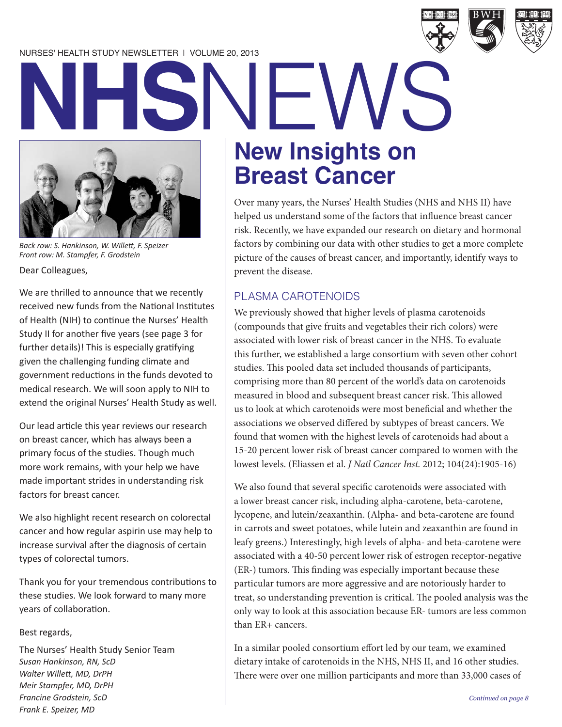NURSES' HEALTH STUDY NEWSLETTER | VOLUME 20, 2013

# NHSNEWS

*Back row: S. Hankinson, W. Willett, F. Speizer*
*Front row: M. Stampfer, F. Grodstein*

Dear Colleagues,

We are thrilled to announce that we recently received new funds from the National Institutes of Health (NIH) to continue the Nurses' Health Study II for another five years (see page 3 for further details)! This is especially gratifying given the challenging funding climate and government reductions in the funds devoted to medical research. We will soon apply to NIH to extend the original Nurses' Health Study as well.

Our lead article this year reviews our research on breast cancer, which has always been a primary focus of the studies. Though much more work remains, with your help we have made important strides in understanding risk factors for breast cancer.

We also highlight recent research on colorectal cancer and how regular aspirin use may help to increase survival after the diagnosis of certain types of colorectal tumors.

Thank you for your tremendous contributions to these studies. We look forward to many more years of collaboration.

Best regards,

The Nurses' Health Study Senior Team
*Susan Hankinson, RN, ScD*
*Walter Willett, MD, DrPH*
*Meir Stampfer, MD, DrPH*
*Francine Grodstein, ScD*
*Frank E. Speizer, MD*

## New Insights on Breast Cancer

Over many years, the Nurses' Health Studies (NHS and NHS II) have helped us understand some of the factors that influence breast cancer risk. Recently, we have expanded our research on dietary and hormonal factors by combining our data with other studies to get a more complete picture of the causes of breast cancer, and importantly, identify ways to prevent the disease.

### PLASMA CAROTENOIDS

We previously showed that higher levels of plasma carotenoids (compounds that give fruits and vegetables their rich colors) were associated with lower risk of breast cancer in the NHS. To evaluate this further, we established a large consortium with seven other cohort studies. This pooled data set included thousands of participants, comprising more than 80 percent of the world's data on carotenoids measured in blood and subsequent breast cancer risk. This allowed us to look at which carotenoids were most beneficial and whether the associations we observed differed by subtypes of breast cancers. We found that women with the highest levels of carotenoids had about a 15-20 percent lower risk of breast cancer compared to women with the lowest levels. (Eliassen et al. *J Natl Cancer Inst.* 2012; 104(24):1905-16)

We also found that several specific carotenoids were associated with a lower breast cancer risk, including alpha-carotene, beta-carotene, lycopene, and lutein/zeaxanthin. (Alpha- and beta-carotene are found in carrots and sweet potatoes, while lutein and zeaxanthin are found in leafy greens.) Interestingly, high levels of alpha- and beta-carotene were associated with a 40-50 percent lower risk of estrogen receptor-negative (ER-) tumors. This finding was especially important because these particular tumors are more aggressive and are notoriously harder to treat, so understanding prevention is critical. The pooled analysis was the only way to look at this association because ER- tumors are less common than ER+ cancers.

In a similar pooled consortium effort led by our team, we examined dietary intake of carotenoids in the NHS, NHS II, and 16 other studies. There were over one million participants and more than 33,000 cases of

*Continued on page 8*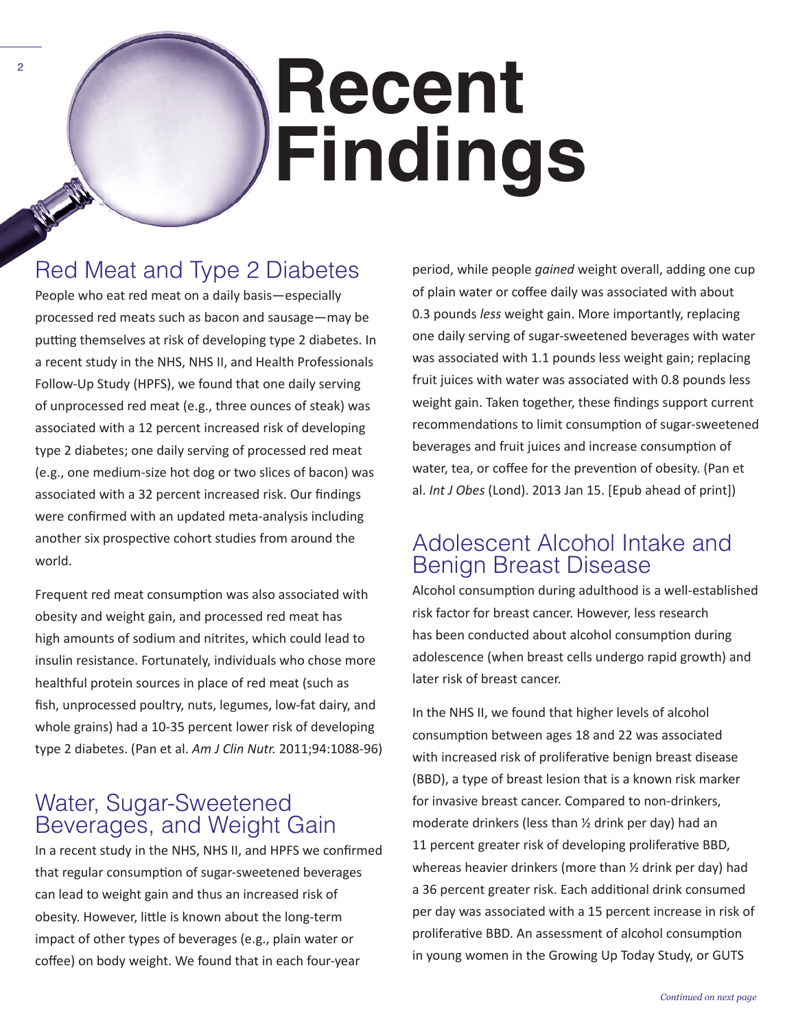# Recent Findings

## Red Meat and Type 2 Diabetes

People who eat red meat on a daily basis—especially processed red meats such as bacon and sausage—may be putting themselves at risk of developing type 2 diabetes. In a recent study in the NHS, NHS II, and Health Professionals Follow-Up Study (HPFS), we found that one daily serving of unprocessed red meat (e.g., three ounces of steak) was associated with a 12 percent increased risk of developing type 2 diabetes; one daily serving of processed red meat (e.g., one medium-size hot dog or two slices of bacon) was associated with a 32 percent increased risk. Our findings were confirmed with an updated meta-analysis including another six prospective cohort studies from around the world.

Frequent red meat consumption was also associated with obesity and weight gain, and processed red meat has high amounts of sodium and nitrites, which could lead to insulin resistance. Fortunately, individuals who chose more healthful protein sources in place of red meat (such as fish, unprocessed poultry, nuts, legumes, low-fat dairy, and whole grains) had a 10-35 percent lower risk of developing type 2 diabetes. (Pan et al. *Am J Clin Nutr.* 2011;94:1088-96)

## Water, Sugar-Sweetened Beverages, and Weight Gain

In a recent study in the NHS, NHS II, and HPFS we confirmed that regular consumption of sugar-sweetened beverages can lead to weight gain and thus an increased risk of obesity. However, little is known about the long-term impact of other types of beverages (e.g., plain water or coffee) on body weight. We found that in each four-year period, while people *gained* weight overall, adding one cup of plain water or coffee daily was associated with about 0.3 pounds *less* weight gain. More importantly, replacing one daily serving of sugar-sweetened beverages with water was associated with 1.1 pounds less weight gain; replacing fruit juices with water was associated with 0.8 pounds less weight gain. Taken together, these findings support current recommendations to limit consumption of sugar-sweetened beverages and fruit juices and increase consumption of water, tea, or coffee for the prevention of obesity. (Pan et al. *Int J Obes* (Lond). 2013 Jan 15. [Epub ahead of print])

## Adolescent Alcohol Intake and Benign Breast Disease

Alcohol consumption during adulthood is a well-established risk factor for breast cancer. However, less research has been conducted about alcohol consumption during adolescence (when breast cells undergo rapid growth) and later risk of breast cancer.

In the NHS II, we found that higher levels of alcohol consumption between ages 18 and 22 was associated with increased risk of proliferative benign breast disease (BBD), a type of breast lesion that is a known risk marker for invasive breast cancer. Compared to non-drinkers, moderate drinkers (less than ½ drink per day) had an 11 percent greater risk of developing proliferative BBD, whereas heavier drinkers (more than ½ drink per day) had a 36 percent greater risk. Each additional drink consumed per day was associated with a 15 percent increase in risk of proliferative BBD. An assessment of alcohol consumption in young women in the Growing Up Today Study, or GUTS

*Continued on next page*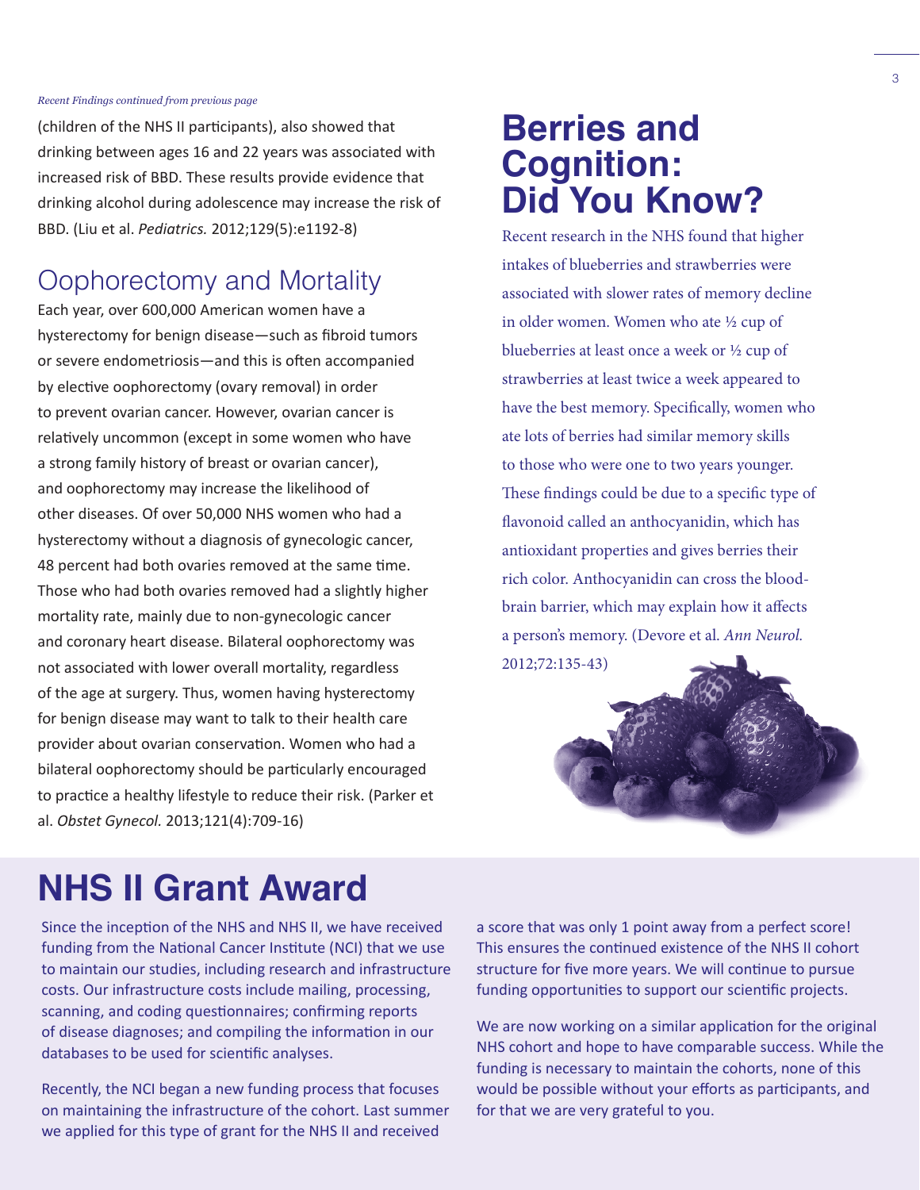*Recent Findings continued from previous page*

(children of the NHS II participants), also showed that drinking between ages 16 and 22 years was associated with increased risk of BBD. These results provide evidence that drinking alcohol during adolescence may increase the risk of BBD. (Liu et al. *Pediatrics.* 2012;129(5):e1192-8)

## Oophorectomy and Mortality

Each year, over 600,000 American women have a hysterectomy for benign disease—such as fibroid tumors or severe endometriosis—and this is often accompanied by elective oophorectomy (ovary removal) in order to prevent ovarian cancer. However, ovarian cancer is relatively uncommon (except in some women who have a strong family history of breast or ovarian cancer), and oophorectomy may increase the likelihood of other diseases. Of over 50,000 NHS women who had a hysterectomy without a diagnosis of gynecologic cancer, 48 percent had both ovaries removed at the same time. Those who had both ovaries removed had a slightly higher mortality rate, mainly due to non-gynecologic cancer and coronary heart disease. Bilateral oophorectomy was not associated with lower overall mortality, regardless of the age at surgery. Thus, women having hysterectomy for benign disease may want to talk to their health care provider about ovarian conservation. Women who had a bilateral oophorectomy should be particularly encouraged to practice a healthy lifestyle to reduce their risk. (Parker et al. *Obstet Gynecol.* 2013;121(4):709-16)

# Berries and Cognition: Did You Know?

Recent research in the NHS found that higher intakes of blueberries and strawberries were associated with slower rates of memory decline in older women. Women who ate ½ cup of blueberries at least once a week or ½ cup of strawberries at least twice a week appeared to have the best memory. Specifically, women who ate lots of berries had similar memory skills to those who were one to two years younger. These findings could be due to a specific type of flavonoid called an anthocyanidin, which has antioxidant properties and gives berries their rich color. Anthocyanidin can cross the blood-brain barrier, which may explain how it affects a person's memory. (Devore et al. *Ann Neurol.* 2012;72:135-43)

# NHS II Grant Award

Since the inception of the NHS and NHS II, we have received funding from the National Cancer Institute (NCI) that we use to maintain our studies, including research and infrastructure costs. Our infrastructure costs include mailing, processing, scanning, and coding questionnaires; confirming reports of disease diagnoses; and compiling the information in our databases to be used for scientific analyses.

Recently, the NCI began a new funding process that focuses on maintaining the infrastructure of the cohort. Last summer we applied for this type of grant for the NHS II and received a score that was only 1 point away from a perfect score! This ensures the continued existence of the NHS II cohort structure for five more years. We will continue to pursue funding opportunities to support our scientific projects.

We are now working on a similar application for the original NHS cohort and hope to have comparable success. While the funding is necessary to maintain the cohorts, none of this would be possible without your efforts as participants, and for that we are very grateful to you.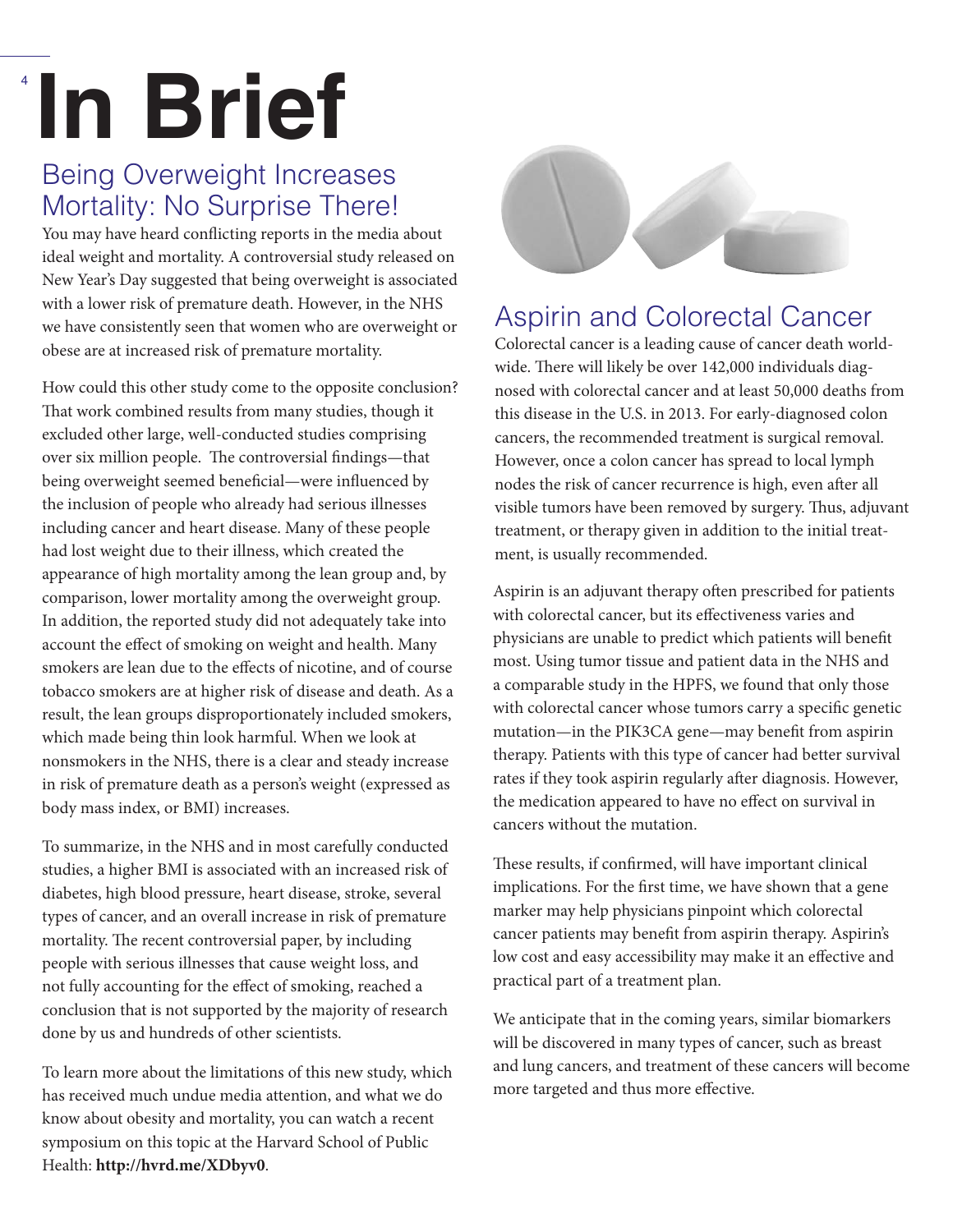# In Brief

## Being Overweight Increases Mortality: No Surprise There!

You may have heard conflicting reports in the media about ideal weight and mortality. A controversial study released on New Year's Day suggested that being overweight is associated with a lower risk of premature death. However, in the NHS we have consistently seen that women who are overweight or obese are at increased risk of premature mortality.

How could this other study come to the opposite conclusion? That work combined results from many studies, though it excluded other large, well-conducted studies comprising over six million people. The controversial findings—that being overweight seemed beneficial—were influenced by the inclusion of people who already had serious illnesses including cancer and heart disease. Many of these people had lost weight due to their illness, which created the appearance of high mortality among the lean group and, by comparison, lower mortality among the overweight group. In addition, the reported study did not adequately take into account the effect of smoking on weight and health. Many smokers are lean due to the effects of nicotine, and of course tobacco smokers are at higher risk of disease and death. As a result, the lean groups disproportionately included smokers, which made being thin look harmful. When we look at nonsmokers in the NHS, there is a clear and steady increase in risk of premature death as a person's weight (expressed as body mass index, or BMI) increases.

To summarize, in the NHS and in most carefully conducted studies, a higher BMI is associated with an increased risk of diabetes, high blood pressure, heart disease, stroke, several types of cancer, and an overall increase in risk of premature mortality. The recent controversial paper, by including people with serious illnesses that cause weight loss, and not fully accounting for the effect of smoking, reached a conclusion that is not supported by the majority of research done by us and hundreds of other scientists.

To learn more about the limitations of this new study, which has received much undue media attention, and what we do know about obesity and mortality, you can watch a recent symposium on this topic at the Harvard School of Public Health: **http://hvrd.me/XDbyv0**.

## Aspirin and Colorectal Cancer

Colorectal cancer is a leading cause of cancer death worldwide. There will likely be over 142,000 individuals diagnosed with colorectal cancer and at least 50,000 deaths from this disease in the U.S. in 2013. For early-diagnosed colon cancers, the recommended treatment is surgical removal. However, once a colon cancer has spread to local lymph nodes the risk of cancer recurrence is high, even after all visible tumors have been removed by surgery. Thus, adjuvant treatment, or therapy given in addition to the initial treatment, is usually recommended.

Aspirin is an adjuvant therapy often prescribed for patients with colorectal cancer, but its effectiveness varies and physicians are unable to predict which patients will benefit most. Using tumor tissue and patient data in the NHS and a comparable study in the HPFS, we found that only those with colorectal cancer whose tumors carry a specific genetic mutation—in the PIK3CA gene—may benefit from aspirin therapy. Patients with this type of cancer had better survival rates if they took aspirin regularly after diagnosis. However, the medication appeared to have no effect on survival in cancers without the mutation.

These results, if confirmed, will have important clinical implications. For the first time, we have shown that a gene marker may help physicians pinpoint which colorectal cancer patients may benefit from aspirin therapy. Aspirin's low cost and easy accessibility may make it an effective and practical part of a treatment plan.

We anticipate that in the coming years, similar biomarkers will be discovered in many types of cancer, such as breast and lung cancers, and treatment of these cancers will become more targeted and thus more effective.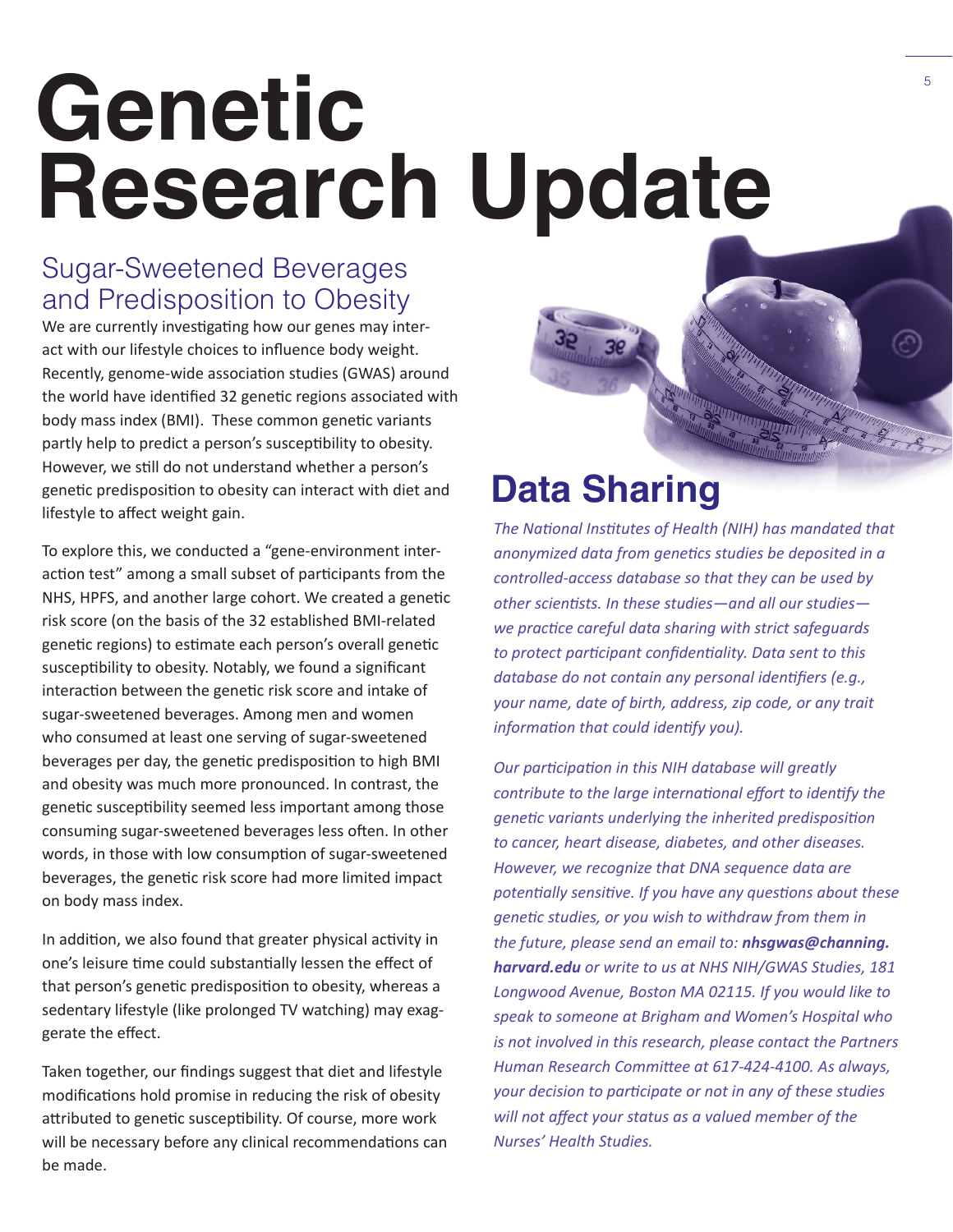# Genetic Research Update

## Sugar-Sweetened Beverages and Predisposition to Obesity

We are currently investigating how our genes may interact with our lifestyle choices to influence body weight. Recently, genome-wide association studies (GWAS) around the world have identified 32 genetic regions associated with body mass index (BMI). These common genetic variants partly help to predict a person's susceptibility to obesity. However, we still do not understand whether a person's genetic predisposition to obesity can interact with diet and lifestyle to affect weight gain.

To explore this, we conducted a "gene-environment interaction test" among a small subset of participants from the NHS, HPFS, and another large cohort. We created a genetic risk score (on the basis of the 32 established BMI-related genetic regions) to estimate each person's overall genetic susceptibility to obesity. Notably, we found a significant interaction between the genetic risk score and intake of sugar-sweetened beverages. Among men and women who consumed at least one serving of sugar-sweetened beverages per day, the genetic predisposition to high BMI and obesity was much more pronounced. In contrast, the genetic susceptibility seemed less important among those consuming sugar-sweetened beverages less often. In other words, in those with low consumption of sugar-sweetened beverages, the genetic risk score had more limited impact on body mass index.

In addition, we also found that greater physical activity in one's leisure time could substantially lessen the effect of that person's genetic predisposition to obesity, whereas a sedentary lifestyle (like prolonged TV watching) may exaggerate the effect.

Taken together, our findings suggest that diet and lifestyle modifications hold promise in reducing the risk of obesity attributed to genetic susceptibility. Of course, more work will be necessary before any clinical recommendations can be made.

## Data Sharing

*The National Institutes of Health (NIH) has mandated that anonymized data from genetics studies be deposited in a controlled-access database so that they can be used by other scientists. In these studies—and all our studies—we practice careful data sharing with strict safeguards to protect participant confidentiality. Data sent to this database do not contain any personal identifiers (e.g., your name, date of birth, address, zip code, or any trait information that could identify you).*

*Our participation in this NIH database will greatly contribute to the large international effort to identify the genetic variants underlying the inherited predisposition to cancer, heart disease, diabetes, and other diseases. However, we recognize that DNA sequence data are potentially sensitive. If you have any questions about these genetic studies, or you wish to withdraw from them in the future, please send an email to:* ***nhsgwas@channing.harvard.edu*** *or write to us at NHS NIH/GWAS Studies, 181 Longwood Avenue, Boston MA 02115. If you would like to speak to someone at Brigham and Women's Hospital who is not involved in this research, please contact the Partners Human Research Committee at 617-424-4100. As always, your decision to participate or not in any of these studies will not affect your status as a valued member of the Nurses' Health Studies.*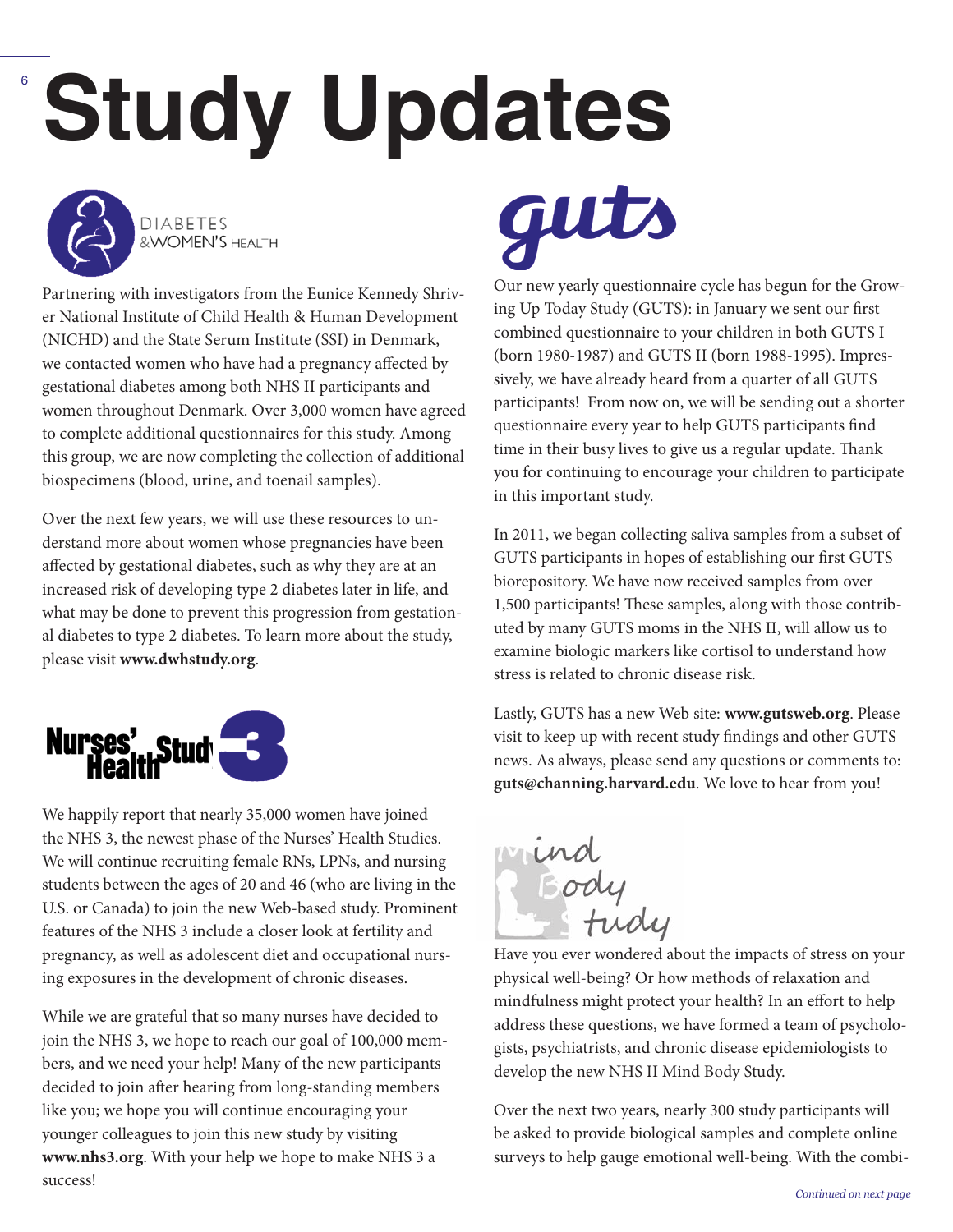# Study Updates

## DIABETES & WOMEN'S HEALTH

Partnering with investigators from the Eunice Kennedy Shriver National Institute of Child Health & Human Development (NICHD) and the State Serum Institute (SSI) in Denmark, we contacted women who have had a pregnancy affected by gestational diabetes among both NHS II participants and women throughout Denmark. Over 3,000 women have agreed to complete additional questionnaires for this study. Among this group, we are now completing the collection of additional biospecimens (blood, urine, and toenail samples).

Over the next few years, we will use these resources to understand more about women whose pregnancies have been affected by gestational diabetes, such as why they are at an increased risk of developing type 2 diabetes later in life, and what may be done to prevent this progression from gestational diabetes to type 2 diabetes. To learn more about the study, please visit **www.dwhstudy.org**.

## Nurses' Health Study 3

We happily report that nearly 35,000 women have joined the NHS 3, the newest phase of the Nurses' Health Studies. We will continue recruiting female RNs, LPNs, and nursing students between the ages of 20 and 46 (who are living in the U.S. or Canada) to join the new Web-based study. Prominent features of the NHS 3 include a closer look at fertility and pregnancy, as well as adolescent diet and occupational nursing exposures in the development of chronic diseases.

While we are grateful that so many nurses have decided to join the NHS 3, we hope to reach our goal of 100,000 members, and we need your help! Many of the new participants decided to join after hearing from long-standing members like you; we hope you will continue encouraging your younger colleagues to join this new study by visiting **www.nhs3.org**. With your help we hope to make NHS 3 a success!

## guts

Our new yearly questionnaire cycle has begun for the Growing Up Today Study (GUTS): in January we sent our first combined questionnaire to your children in both GUTS I (born 1980-1987) and GUTS II (born 1988-1995). Impressively, we have already heard from a quarter of all GUTS participants! From now on, we will be sending out a shorter questionnaire every year to help GUTS participants find time in their busy lives to give us a regular update. Thank you for continuing to encourage your children to participate in this important study.

In 2011, we began collecting saliva samples from a subset of GUTS participants in hopes of establishing our first GUTS biorepository. We have now received samples from over 1,500 participants! These samples, along with those contributed by many GUTS moms in the NHS II, will allow us to examine biologic markers like cortisol to understand how stress is related to chronic disease risk.

Lastly, GUTS has a new Web site: **www.gutsweb.org**. Please visit to keep up with recent study findings and other GUTS news. As always, please send any questions or comments to: **guts@channing.harvard.edu**. We love to hear from you!

## Mind Body Study

Have you ever wondered about the impacts of stress on your physical well-being? Or how methods of relaxation and mindfulness might protect your health? In an effort to help address these questions, we have formed a team of psychologists, psychiatrists, and chronic disease epidemiologists to develop the new NHS II Mind Body Study.

Over the next two years, nearly 300 study participants will be asked to provide biological samples and complete online surveys to help gauge emotional well-being. With the combi-

*Continued on next page*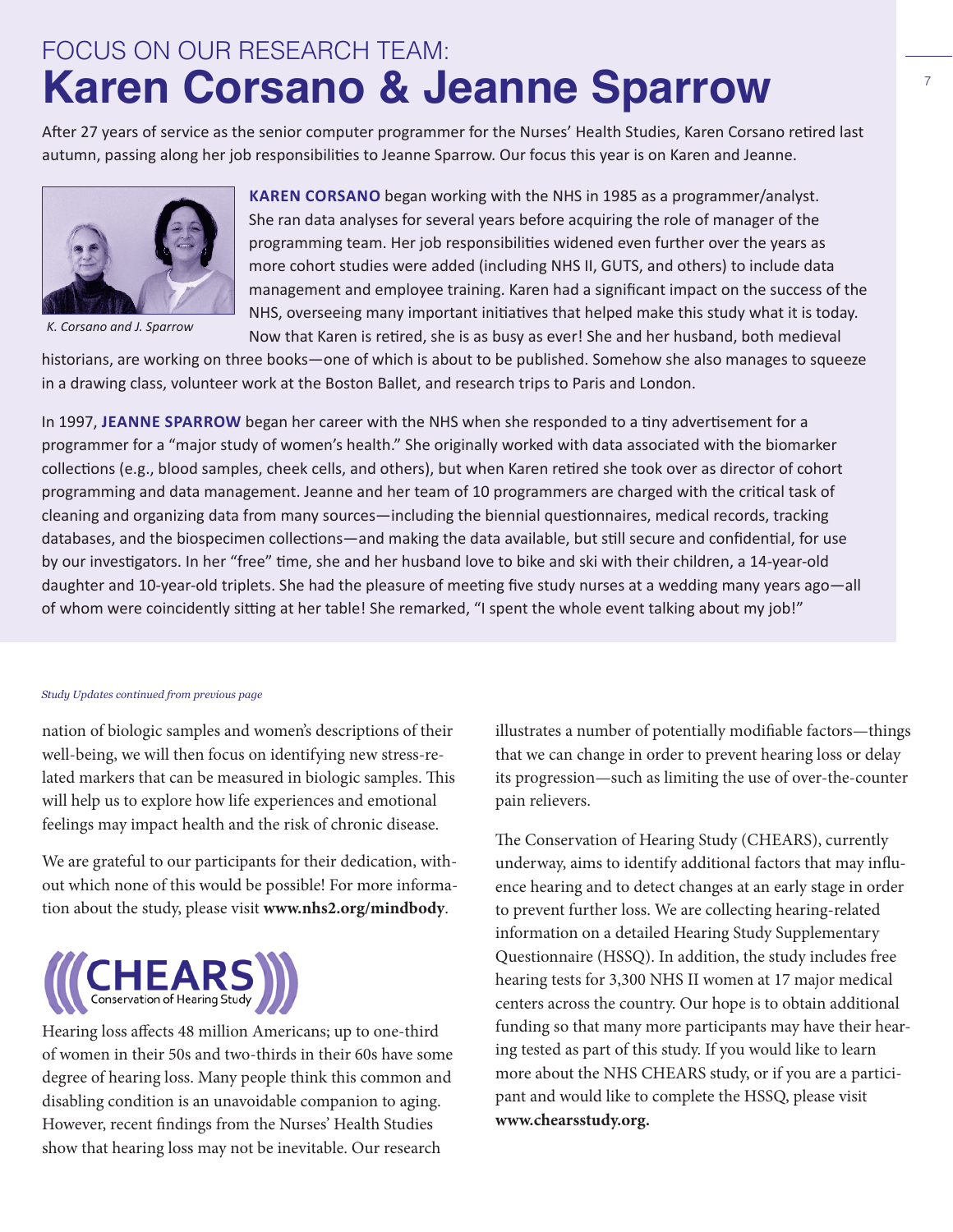FOCUS ON OUR RESEARCH TEAM:

# Karen Corsano & Jeanne Sparrow

After 27 years of service as the senior computer programmer for the Nurses' Health Studies, Karen Corsano retired last autumn, passing along her job responsibilities to Jeanne Sparrow. Our focus this year is on Karen and Jeanne.

*K. Corsano and J. Sparrow*

**KAREN CORSANO** began working with the NHS in 1985 as a programmer/analyst. She ran data analyses for several years before acquiring the role of manager of the programming team. Her job responsibilities widened even further over the years as more cohort studies were added (including NHS II, GUTS, and others) to include data management and employee training. Karen had a significant impact on the success of the NHS, overseeing many important initiatives that helped make this study what it is today. Now that Karen is retired, she is as busy as ever! She and her husband, both medieval historians, are working on three books—one of which is about to be published. Somehow she also manages to squeeze in a drawing class, volunteer work at the Boston Ballet, and research trips to Paris and London.

In 1997, **JEANNE SPARROW** began her career with the NHS when she responded to a tiny advertisement for a programmer for a "major study of women's health." She originally worked with data associated with the biomarker collections (e.g., blood samples, cheek cells, and others), but when Karen retired she took over as director of cohort programming and data management. Jeanne and her team of 10 programmers are charged with the critical task of cleaning and organizing data from many sources—including the biennial questionnaires, medical records, tracking databases, and the biospecimen collections—and making the data available, but still secure and confidential, for use by our investigators. In her "free" time, she and her husband love to bike and ski with their children, a 14-year-old daughter and 10-year-old triplets. She had the pleasure of meeting five study nurses at a wedding many years ago—all of whom were coincidently sitting at her table! She remarked, "I spent the whole event talking about my job!"

*Study Updates continued from previous page*

nation of biologic samples and women's descriptions of their well-being, we will then focus on identifying new stress-related markers that can be measured in biologic samples. This will help us to explore how life experiences and emotional feelings may impact health and the risk of chronic disease.

We are grateful to our participants for their dedication, without which none of this would be possible! For more information about the study, please visit **www.nhs2.org/mindbody**.

## CHEARS
Conservation of Hearing Study

Hearing loss affects 48 million Americans; up to one-third of women in their 50s and two-thirds in their 60s have some degree of hearing loss. Many people think this common and disabling condition is an unavoidable companion to aging. However, recent findings from the Nurses' Health Studies show that hearing loss may not be inevitable. Our research illustrates a number of potentially modifiable factors—things that we can change in order to prevent hearing loss or delay its progression—such as limiting the use of over-the-counter pain relievers.

The Conservation of Hearing Study (CHEARS), currently underway, aims to identify additional factors that may influence hearing and to detect changes at an early stage in order to prevent further loss. We are collecting hearing-related information on a detailed Hearing Study Supplementary Questionnaire (HSSQ). In addition, the study includes free hearing tests for 3,300 NHS II women at 17 major medical centers across the country. Our hope is to obtain additional funding so that many more participants may have their hearing tested as part of this study. If you would like to learn more about the NHS CHEARS study, or if you are a participant and would like to complete the HSSQ, please visit **www.chearsstudy.org.**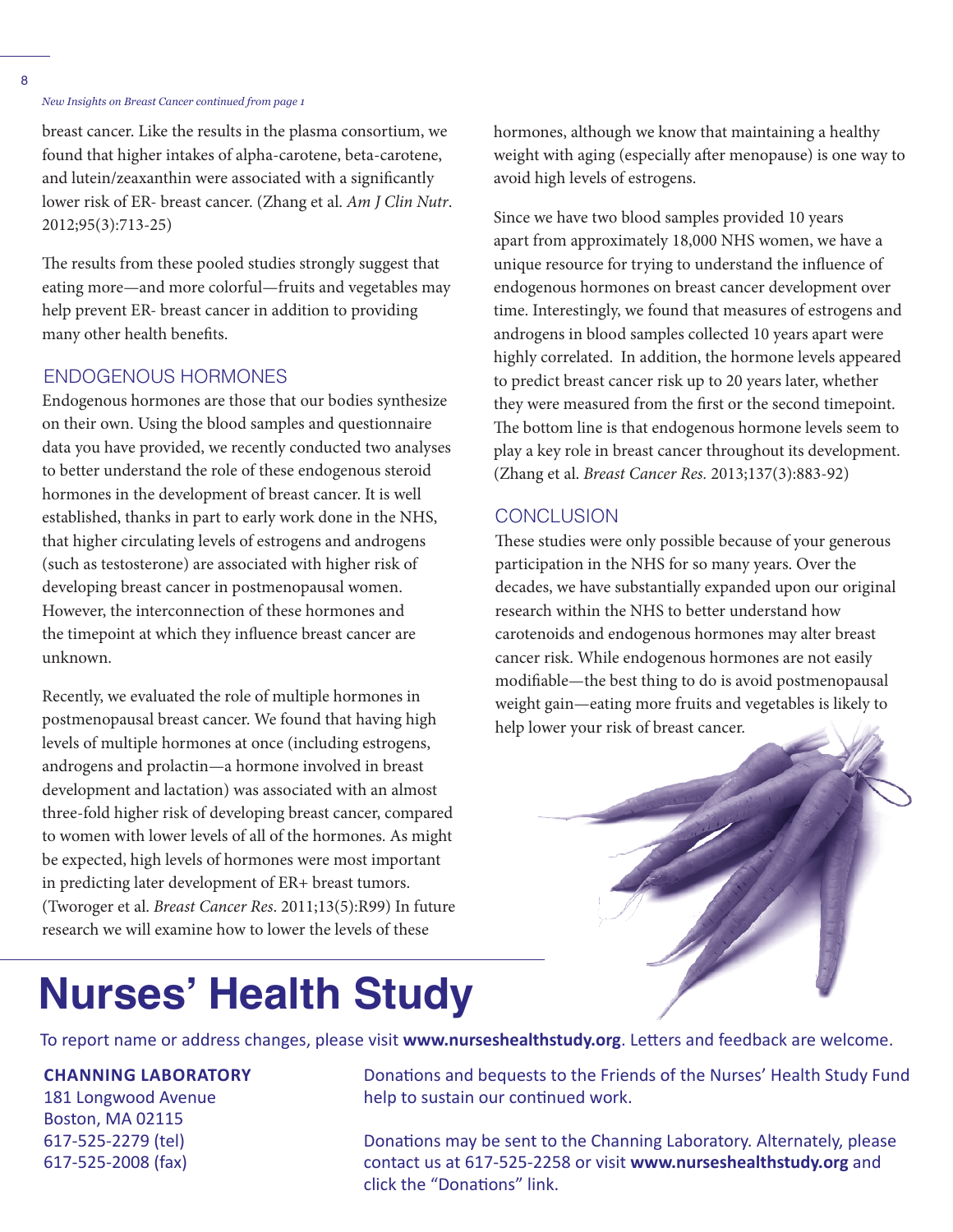*New Insights on Breast Cancer continued from page 1*

breast cancer. Like the results in the plasma consortium, we found that higher intakes of alpha-carotene, beta-carotene, and lutein/zeaxanthin were associated with a significantly lower risk of ER- breast cancer. (Zhang et al. *Am J Clin Nutr*. 2012;95(3):713-25)

The results from these pooled studies strongly suggest that eating more—and more colorful—fruits and vegetables may help prevent ER- breast cancer in addition to providing many other health benefits.

## ENDOGENOUS HORMONES

Endogenous hormones are those that our bodies synthesize on their own. Using the blood samples and questionnaire data you have provided, we recently conducted two analyses to better understand the role of these endogenous steroid hormones in the development of breast cancer. It is well established, thanks in part to early work done in the NHS, that higher circulating levels of estrogens and androgens (such as testosterone) are associated with higher risk of developing breast cancer in postmenopausal women. However, the interconnection of these hormones and the timepoint at which they influence breast cancer are unknown.

Recently, we evaluated the role of multiple hormones in postmenopausal breast cancer. We found that having high levels of multiple hormones at once (including estrogens, androgens and prolactin—a hormone involved in breast development and lactation) was associated with an almost three-fold higher risk of developing breast cancer, compared to women with lower levels of all of the hormones. As might be expected, high levels of hormones were most important in predicting later development of ER+ breast tumors. (Tworoger et al. *Breast Cancer Res*. 2011;13(5):R99) In future research we will examine how to lower the levels of these hormones, although we know that maintaining a healthy weight with aging (especially after menopause) is one way to avoid high levels of estrogens.

Since we have two blood samples provided 10 years apart from approximately 18,000 NHS women, we have a unique resource for trying to understand the influence of endogenous hormones on breast cancer development over time. Interestingly, we found that measures of estrogens and androgens in blood samples collected 10 years apart were highly correlated. In addition, the hormone levels appeared to predict breast cancer risk up to 20 years later, whether they were measured from the first or the second timepoint. The bottom line is that endogenous hormone levels seem to play a key role in breast cancer throughout its development. (Zhang et al. *Breast Cancer Res*. 2013;137(3):883-92)

## CONCLUSION

These studies were only possible because of your generous participation in the NHS for so many years. Over the decades, we have substantially expanded upon our original research within the NHS to better understand how carotenoids and endogenous hormones may alter breast cancer risk. While endogenous hormones are not easily modifiable—the best thing to do is avoid postmenopausal weight gain—eating more fruits and vegetables is likely to help lower your risk of breast cancer.

# Nurses' Health Study

To report name or address changes, please visit **www.nurseshealthstudy.org**. Letters and feedback are welcome.

**CHANNING LABORATORY**
181 Longwood Avenue
Boston, MA 02115
617-525-2279 (tel)
617-525-2008 (fax)

Donations and bequests to the Friends of the Nurses' Health Study Fund help to sustain our continued work.

Donations may be sent to the Channing Laboratory. Alternately, please contact us at 617-525-2258 or visit **www.nurseshealthstudy.org** and click the "Donations" link.